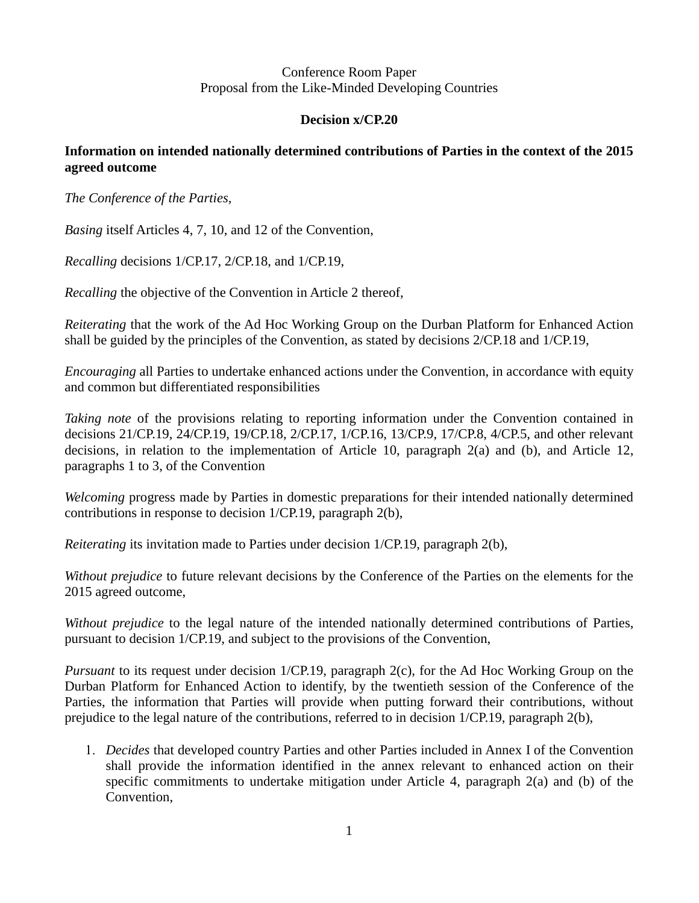Conference Room Paper
Proposal from the Like-Minded Developing Countries

**Decision x/CP.20**

**Information on intended nationally determined contributions of Parties in the context of the 2015 agreed outcome**

*The Conference of the Parties,*

*Basing* itself Articles 4, 7, 10, and 12 of the Convention,

*Recalling* decisions 1/CP.17, 2/CP.18, and 1/CP.19,

*Recalling* the objective of the Convention in Article 2 thereof,

*Reiterating* that the work of the Ad Hoc Working Group on the Durban Platform for Enhanced Action shall be guided by the principles of the Convention, as stated by decisions 2/CP.18 and 1/CP.19,

*Encouraging* all Parties to undertake enhanced actions under the Convention, in accordance with equity and common but differentiated responsibilities

*Taking note* of the provisions relating to reporting information under the Convention contained in decisions 21/CP.19, 24/CP.19, 19/CP.18, 2/CP.17, 1/CP.16, 13/CP.9, 17/CP.8, 4/CP.5, and other relevant decisions, in relation to the implementation of Article 10, paragraph 2(a) and (b), and Article 12, paragraphs 1 to 3, of the Convention

*Welcoming* progress made by Parties in domestic preparations for their intended nationally determined contributions in response to decision 1/CP.19, paragraph 2(b),

*Reiterating* its invitation made to Parties under decision 1/CP.19, paragraph 2(b),

*Without prejudice* to future relevant decisions by the Conference of the Parties on the elements for the 2015 agreed outcome,

*Without prejudice* to the legal nature of the intended nationally determined contributions of Parties, pursuant to decision 1/CP.19, and subject to the provisions of the Convention,

*Pursuant* to its request under decision 1/CP.19, paragraph 2(c), for the Ad Hoc Working Group on the Durban Platform for Enhanced Action to identify, by the twentieth session of the Conference of the Parties, the information that Parties will provide when putting forward their contributions, without prejudice to the legal nature of the contributions, referred to in decision 1/CP.19, paragraph 2(b),

1. *Decides* that developed country Parties and other Parties included in Annex I of the Convention shall provide the information identified in the annex relevant to enhanced action on their specific commitments to undertake mitigation under Article 4, paragraph 2(a) and (b) of the Convention,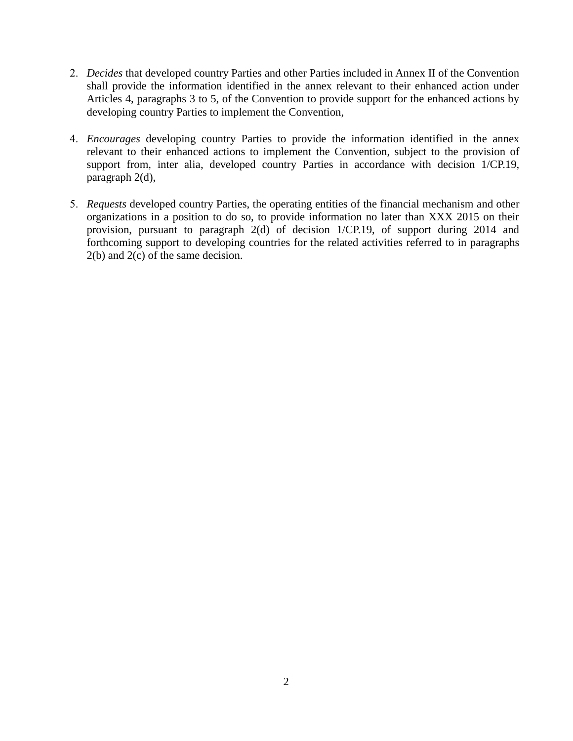2. *Decides* that developed country Parties and other Parties included in Annex II of the Convention shall provide the information identified in the annex relevant to their enhanced action under Articles 4, paragraphs 3 to 5, of the Convention to provide support for the enhanced actions by developing country Parties to implement the Convention,

4. *Encourages* developing country Parties to provide the information identified in the annex relevant to their enhanced actions to implement the Convention, subject to the provision of support from, inter alia, developed country Parties in accordance with decision 1/CP.19, paragraph 2(d),

5. *Requests* developed country Parties, the operating entities of the financial mechanism and other organizations in a position to do so, to provide information no later than XXX 2015 on their provision, pursuant to paragraph 2(d) of decision 1/CP.19, of support during 2014 and forthcoming support to developing countries for the related activities referred to in paragraphs 2(b) and 2(c) of the same decision.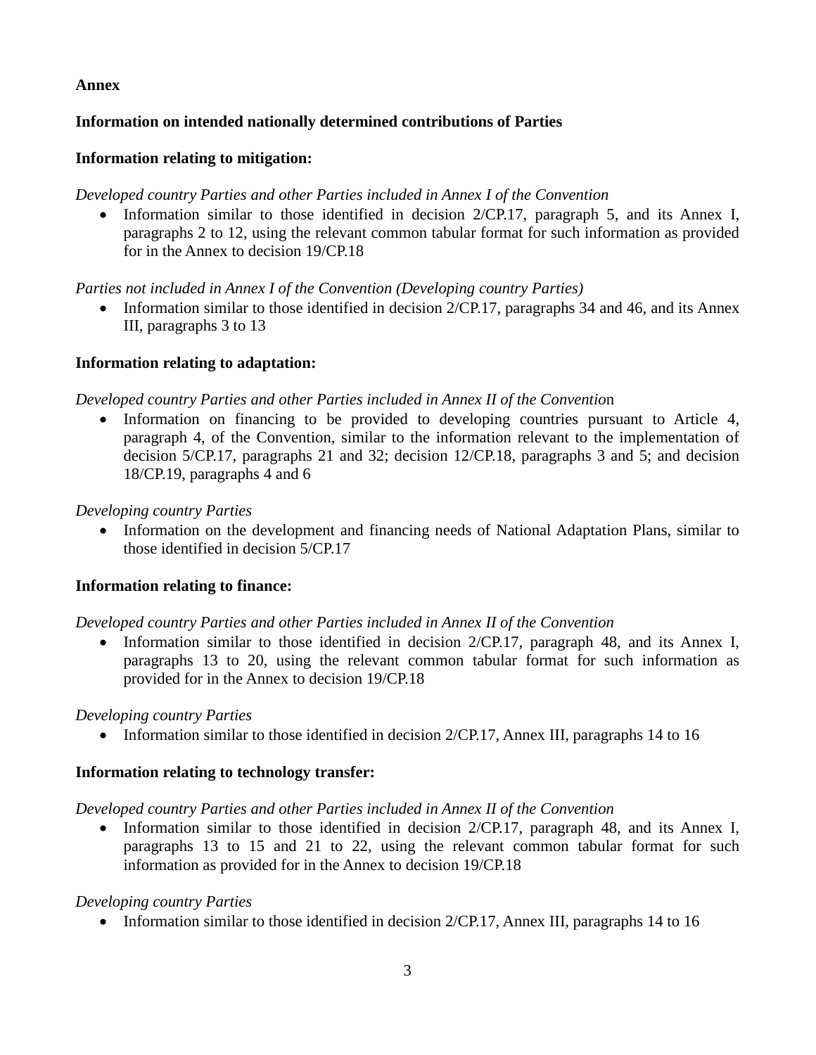**Annex**

**Information on intended nationally determined contributions of Parties**

**Information relating to mitigation:**

*Developed country Parties and other Parties included in Annex I of the Convention*

- Information similar to those identified in decision 2/CP.17, paragraph 5, and its Annex I, paragraphs 2 to 12, using the relevant common tabular format for such information as provided for in the Annex to decision 19/CP.18

*Parties not included in Annex I of the Convention (Developing country Parties)*

- Information similar to those identified in decision 2/CP.17, paragraphs 34 and 46, and its Annex III, paragraphs 3 to 13

**Information relating to adaptation:**

*Developed country Parties and other Parties included in Annex II of the Convention*

- Information on financing to be provided to developing countries pursuant to Article 4, paragraph 4, of the Convention, similar to the information relevant to the implementation of decision 5/CP.17, paragraphs 21 and 32; decision 12/CP.18, paragraphs 3 and 5; and decision 18/CP.19, paragraphs 4 and 6

*Developing country Parties*

- Information on the development and financing needs of National Adaptation Plans, similar to those identified in decision 5/CP.17

**Information relating to finance:**

*Developed country Parties and other Parties included in Annex II of the Convention*

- Information similar to those identified in decision 2/CP.17, paragraph 48, and its Annex I, paragraphs 13 to 20, using the relevant common tabular format for such information as provided for in the Annex to decision 19/CP.18

*Developing country Parties*

- Information similar to those identified in decision 2/CP.17, Annex III, paragraphs 14 to 16

**Information relating to technology transfer:**

*Developed country Parties and other Parties included in Annex II of the Convention*

- Information similar to those identified in decision 2/CP.17, paragraph 48, and its Annex I, paragraphs 13 to 15 and 21 to 22, using the relevant common tabular format for such information as provided for in the Annex to decision 19/CP.18

*Developing country Parties*

- Information similar to those identified in decision 2/CP.17, Annex III, paragraphs 14 to 16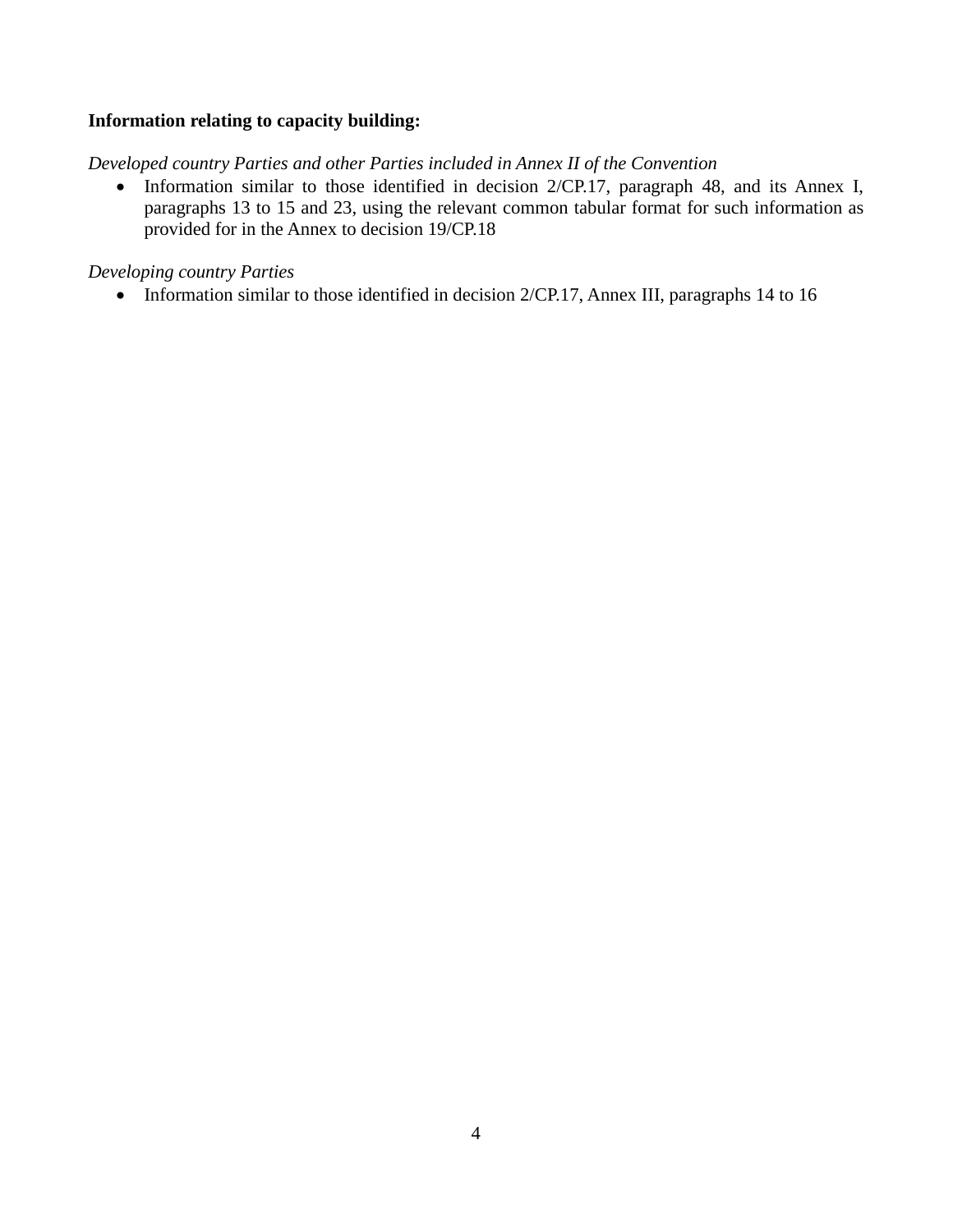**Information relating to capacity building:**

*Developed country Parties and other Parties included in Annex II of the Convention*

- Information similar to those identified in decision 2/CP.17, paragraph 48, and its Annex I, paragraphs 13 to 15 and 23, using the relevant common tabular format for such information as provided for in the Annex to decision 19/CP.18

*Developing country Parties*

- Information similar to those identified in decision 2/CP.17, Annex III, paragraphs 14 to 16